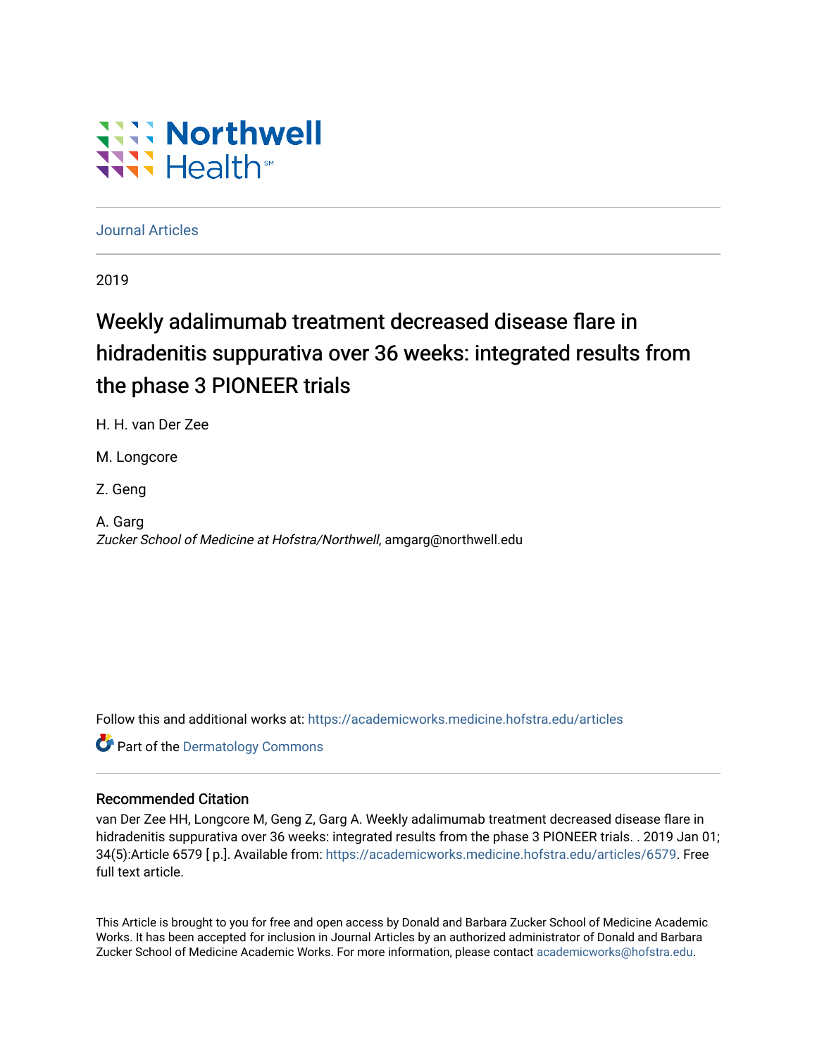Northwell Health

Journal Articles

2019

# Weekly adalimumab treatment decreased disease flare in hidradenitis suppurativa over 36 weeks: integrated results from the phase 3 PIONEER trials

H. H. van Der Zee

M. Longcore

Z. Geng

A. Garg
*Zucker School of Medicine at Hofstra/Northwell*, amgarg@northwell.edu

Follow this and additional works at: https://academicworks.medicine.hofstra.edu/articles

Part of the Dermatology Commons

## Recommended Citation

van Der Zee HH, Longcore M, Geng Z, Garg A. Weekly adalimumab treatment decreased disease flare in hidradenitis suppurativa over 36 weeks: integrated results from the phase 3 PIONEER trials. . 2019 Jan 01; 34(5):Article 6579 [ p.]. Available from: https://academicworks.medicine.hofstra.edu/articles/6579. Free full text article.

This Article is brought to you for free and open access by Donald and Barbara Zucker School of Medicine Academic Works. It has been accepted for inclusion in Journal Articles by an authorized administrator of Donald and Barbara Zucker School of Medicine Academic Works. For more information, please contact academicworks@hofstra.edu.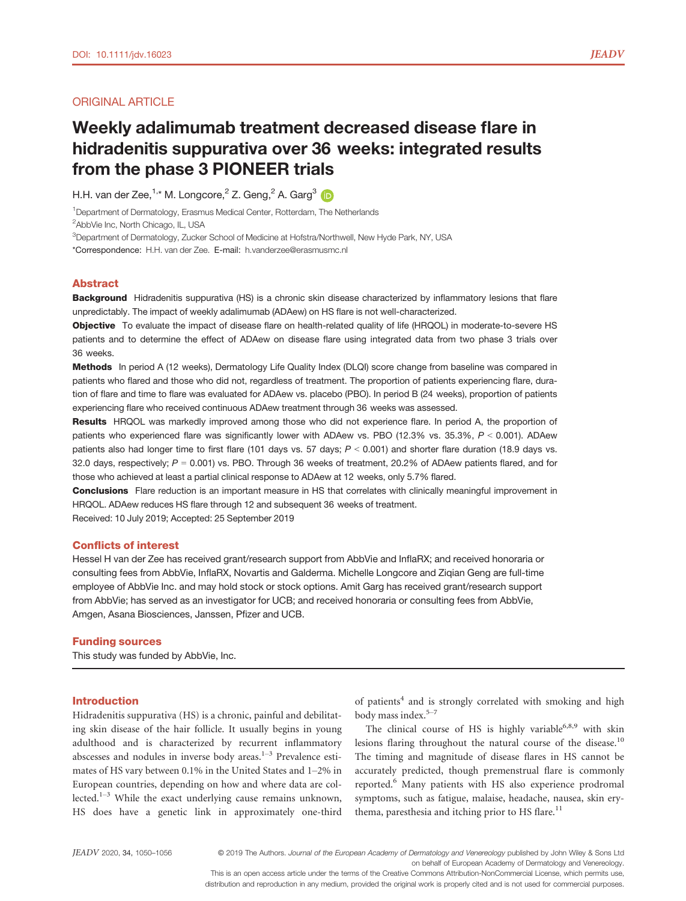ORIGINAL ARTICLE

# Weekly adalimumab treatment decreased disease flare in hidradenitis suppurativa over 36 weeks: integrated results from the phase 3 PIONEER trials

H.H. van der Zee,[1,*] M. Longcore,[2] Z. Geng,[2] A. Garg[3]

[1]Department of Dermatology, Erasmus Medical Center, Rotterdam, The Netherlands

[2]AbbVie Inc, North Chicago, IL, USA

[3]Department of Dermatology, Zucker School of Medicine at Hofstra/Northwell, New Hyde Park, NY, USA

*Correspondence: H.H. van der Zee. E-mail: h.vanderzee@erasmusmc.nl

## Abstract

**Background** Hidradenitis suppurativa (HS) is a chronic skin disease characterized by inflammatory lesions that flare unpredictably. The impact of weekly adalimumab (ADAew) on HS flare is not well-characterized.

**Objective** To evaluate the impact of disease flare on health-related quality of life (HRQOL) in moderate-to-severe HS patients and to determine the effect of ADAew on disease flare using integrated data from two phase 3 trials over 36 weeks.

**Methods** In period A (12 weeks), Dermatology Life Quality Index (DLQI) score change from baseline was compared in patients who flared and those who did not, regardless of treatment. The proportion of patients experiencing flare, duration of flare and time to flare was evaluated for ADAew vs. placebo (PBO). In period B (24 weeks), proportion of patients experiencing flare who received continuous ADAew treatment through 36 weeks was assessed.

**Results** HRQOL was markedly improved among those who did not experience flare. In period A, the proportion of patients who experienced flare was significantly lower with ADAew vs. PBO (12.3% vs. 35.3%, $P < 0.001$). ADAew patients also had longer time to first flare (101 days vs. 57 days; $P < 0.001$) and shorter flare duration (18.9 days vs. 32.0 days, respectively; $P = 0.001$) vs. PBO. Through 36 weeks of treatment, 20.2% of ADAew patients flared, and for those who achieved at least a partial clinical response to ADAew at 12 weeks, only 5.7% flared.

**Conclusions** Flare reduction is an important measure in HS that correlates with clinically meaningful improvement in HRQOL. ADAew reduces HS flare through 12 and subsequent 36 weeks of treatment.

Received: 10 July 2019; Accepted: 25 September 2019

## Conflicts of interest

Hessel H van der Zee has received grant/research support from AbbVie and InflaRX; and received honoraria or consulting fees from AbbVie, InflaRX, Novartis and Galderma. Michelle Longcore and Ziqian Geng are full-time employee of AbbVie Inc. and may hold stock or stock options. Amit Garg has received grant/research support from AbbVie; has served as an investigator for UCB; and received honoraria or consulting fees from AbbVie, Amgen, Asana Biosciences, Janssen, Pfizer and UCB.

## Funding sources

This study was funded by AbbVie, Inc.

## Introduction

Hidradenitis suppurativa (HS) is a chronic, painful and debilitating skin disease of the hair follicle. It usually begins in young adulthood and is characterized by recurrent inflammatory abscesses and nodules in inverse body areas.[1–3] Prevalence estimates of HS vary between 0.1% in the United States and 1–2% in European countries, depending on how and where data are collected.[1–3] While the exact underlying cause remains unknown, HS does have a genetic link in approximately one-third of patients[4] and is strongly correlated with smoking and high body mass index.[5–7]

The clinical course of HS is highly variable[6,8,9] with skin lesions flaring throughout the natural course of the disease.[10] The timing and magnitude of disease flares in HS cannot be accurately predicted, though premenstrual flare is commonly reported.[6] Many patients with HS also experience prodromal symptoms, such as fatigue, malaise, headache, nausea, skin erythema, paresthesia and itching prior to HS flare.[11]

© 2019 The Authors. *Journal of the European Academy of Dermatology and Venereology* published by John Wiley & Sons Ltd on behalf of European Academy of Dermatology and Venereology.
This is an open access article under the terms of the Creative Commons Attribution-NonCommercial License, which permits use, distribution and reproduction in any medium, provided the original work is properly cited and is not used for commercial purposes.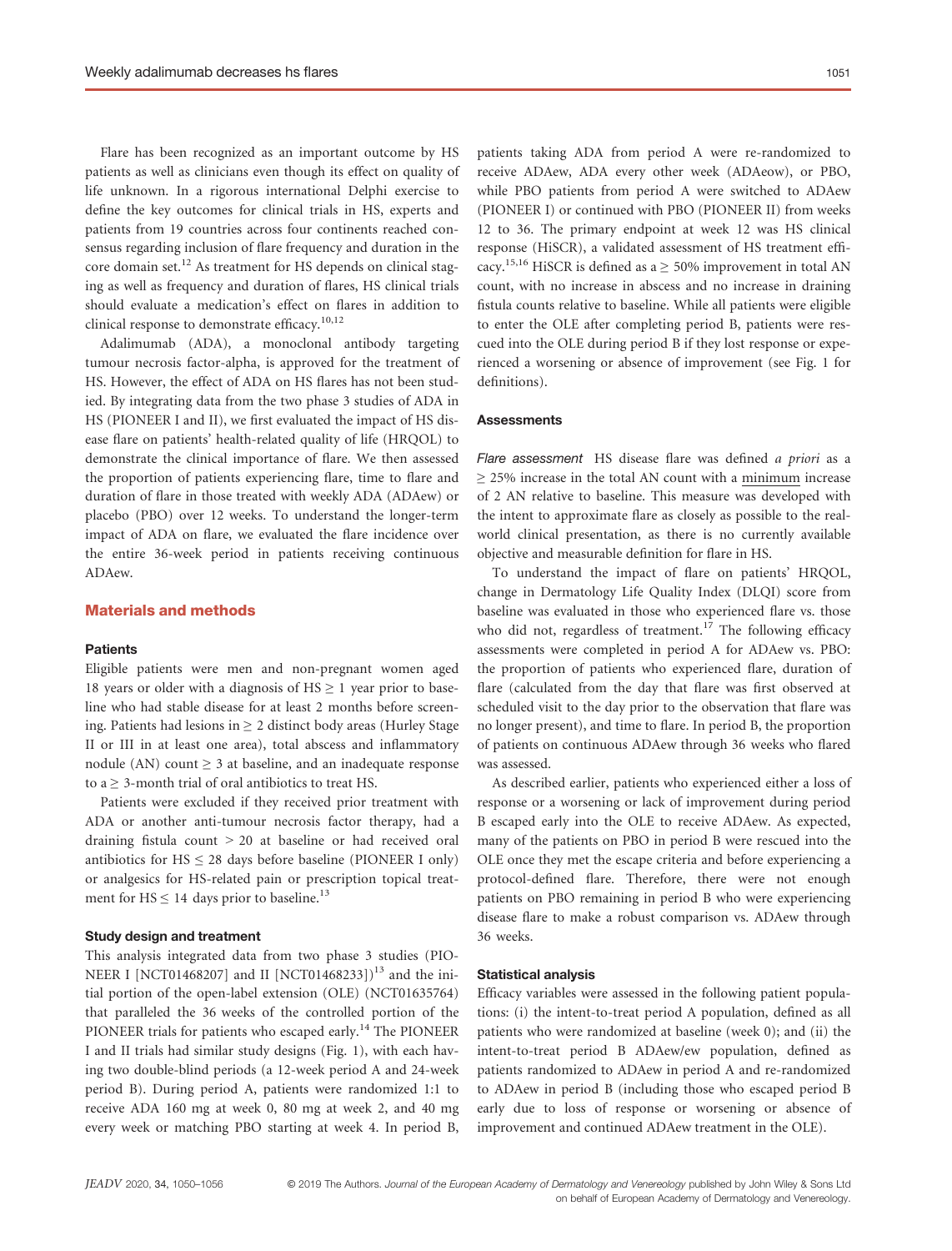Flare has been recognized as an important outcome by HS patients as well as clinicians even though its effect on quality of life unknown. In a rigorous international Delphi exercise to define the key outcomes for clinical trials in HS, experts and patients from 19 countries across four continents reached consensus regarding inclusion of flare frequency and duration in the core domain set.[12] As treatment for HS depends on clinical staging as well as frequency and duration of flares, HS clinical trials should evaluate a medication's effect on flares in addition to clinical response to demonstrate efficacy.[10,12]

Adalimumab (ADA), a monoclonal antibody targeting tumour necrosis factor-alpha, is approved for the treatment of HS. However, the effect of ADA on HS flares has not been studied. By integrating data from the two phase 3 studies of ADA in HS (PIONEER I and II), we first evaluated the impact of HS disease flare on patients' health-related quality of life (HRQOL) to demonstrate the clinical importance of flare. We then assessed the proportion of patients experiencing flare, time to flare and duration of flare in those treated with weekly ADA (ADAew) or placebo (PBO) over 12 weeks. To understand the longer-term impact of ADA on flare, we evaluated the flare incidence over the entire 36-week period in patients receiving continuous ADAew.

## Materials and methods

### Patients

Eligible patients were men and non-pregnant women aged 18 years or older with a diagnosis of HS ≥ 1 year prior to baseline who had stable disease for at least 2 months before screening. Patients had lesions in ≥ 2 distinct body areas (Hurley Stage II or III in at least one area), total abscess and inflammatory nodule (AN) count ≥ 3 at baseline, and an inadequate response to a ≥ 3-month trial of oral antibiotics to treat HS.

Patients were excluded if they received prior treatment with ADA or another anti-tumour necrosis factor therapy, had a draining fistula count > 20 at baseline or had received oral antibiotics for HS ≤ 28 days before baseline (PIONEER I only) or analgesics for HS-related pain or prescription topical treatment for HS ≤ 14 days prior to baseline.[13]

### Study design and treatment

This analysis integrated data from two phase 3 studies (PIONEER I [NCT01468207] and II [NCT01468233])[13] and the initial portion of the open-label extension (OLE) (NCT01635764) that paralleled the 36 weeks of the controlled portion of the PIONEER trials for patients who escaped early.[14] The PIONEER I and II trials had similar study designs (Fig. 1), with each having two double-blind periods (a 12-week period A and 24-week period B). During period A, patients were randomized 1:1 to receive ADA 160 mg at week 0, 80 mg at week 2, and 40 mg every week or matching PBO starting at week 4. In period B, patients taking ADA from period A were re-randomized to receive ADAew, ADA every other week (ADAeow), or PBO, while PBO patients from period A were switched to ADAew (PIONEER I) or continued with PBO (PIONEER II) from weeks 12 to 36. The primary endpoint at week 12 was HS clinical response (HiSCR), a validated assessment of HS treatment efficacy.[15,16] HiSCR is defined as a ≥ 50% improvement in total AN count, with no increase in abscess and no increase in draining fistula counts relative to baseline. While all patients were eligible to enter the OLE after completing period B, patients were rescued into the OLE during period B if they lost response or experienced a worsening or absence of improvement (see Fig. 1 for definitions).

### Assessments

*Flare assessment* HS disease flare was defined *a priori* as a ≥ 25% increase in the total AN count with a minimum increase of 2 AN relative to baseline. This measure was developed with the intent to approximate flare as closely as possible to the real-world clinical presentation, as there is no currently available objective and measurable definition for flare in HS.

To understand the impact of flare on patients' HRQOL, change in Dermatology Life Quality Index (DLQI) score from baseline was evaluated in those who experienced flare vs. those who did not, regardless of treatment.[17] The following efficacy assessments were completed in period A for ADAew vs. PBO: the proportion of patients who experienced flare, duration of flare (calculated from the day that flare was first observed at scheduled visit to the day prior to the observation that flare was no longer present), and time to flare. In period B, the proportion of patients on continuous ADAew through 36 weeks who flared was assessed.

As described earlier, patients who experienced either a loss of response or a worsening or lack of improvement during period B escaped early into the OLE to receive ADAew. As expected, many of the patients on PBO in period B were rescued into the OLE once they met the escape criteria and before experiencing a protocol-defined flare. Therefore, there were not enough patients on PBO remaining in period B who were experiencing disease flare to make a robust comparison vs. ADAew through 36 weeks.

### Statistical analysis

Efficacy variables were assessed in the following patient populations: (i) the intent-to-treat period A population, defined as all patients who were randomized at baseline (week 0); and (ii) the intent-to-treat period B ADAew/ew population, defined as patients randomized to ADAew in period A and re-randomized to ADAew in period B (including those who escaped period B early due to loss of response or worsening or absence of improvement and continued ADAew treatment in the OLE).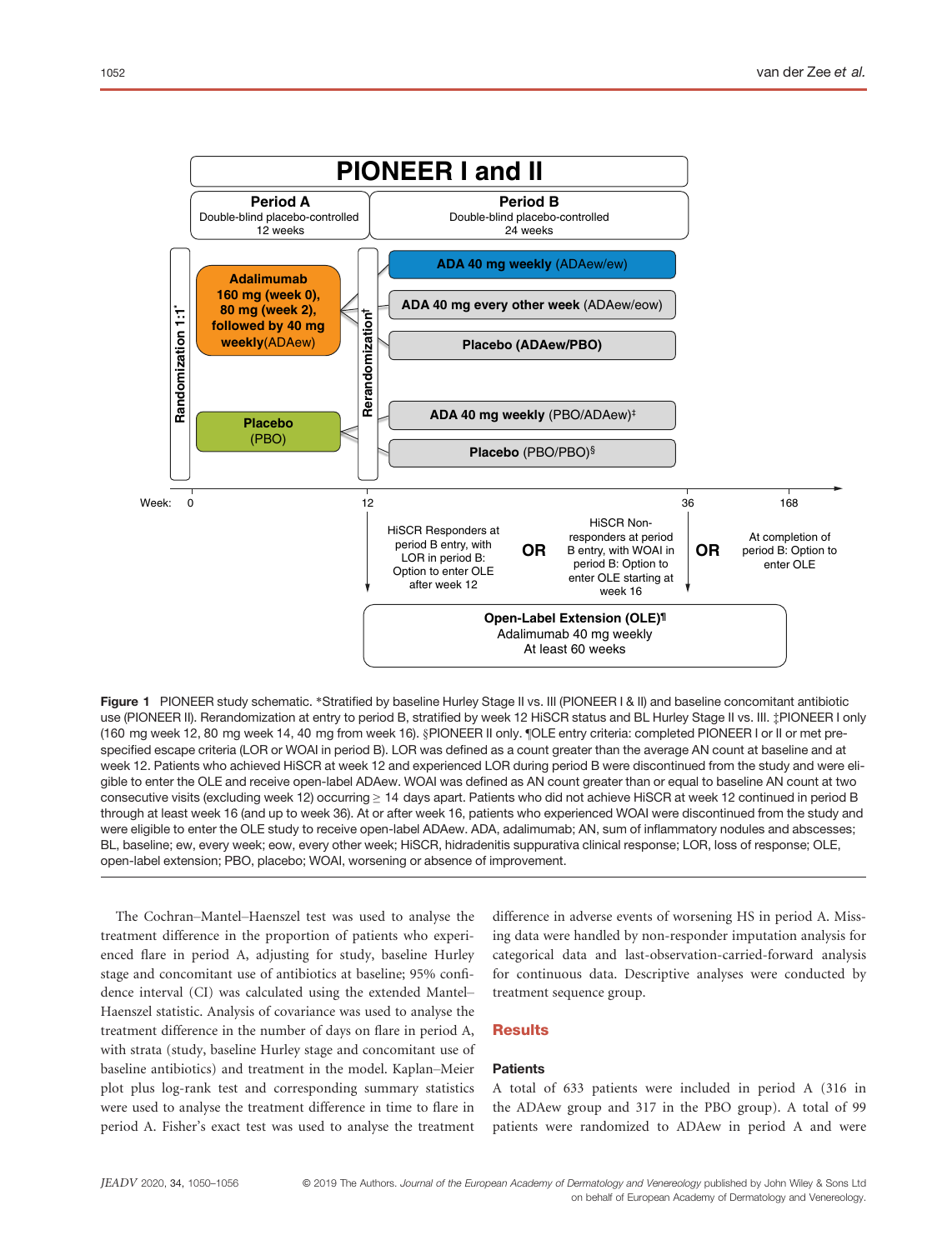**Figure 1** PIONEER study schematic. *Stratified by baseline Hurley Stage II vs. III (PIONEER I & II) and baseline concomitant antibiotic use (PIONEER II). Rerandomization at entry to period B, stratified by week 12 HiSCR status and BL Hurley Stage II vs. III. ‡PIONEER I only (160 mg week 12, 80 mg week 14, 40 mg from week 16). §PIONEER II only. ¶OLE entry criteria: completed PIONEER I or II or met pre-specified escape criteria (LOR or WOAI in period B). LOR was defined as a count greater than the average AN count at baseline and at week 12. Patients who achieved HiSCR at week 12 and experienced LOR during period B were discontinued from the study and were eligible to enter the OLE and receive open-label ADAew. WOAI was defined as AN count greater than or equal to baseline AN count at two consecutive visits (excluding week 12) occurring ≥ 14 days apart. Patients who did not achieve HiSCR at week 12 continued in period B through at least week 16 (and up to week 36). At or after week 16, patients who experienced WOAI were discontinued from the study and were eligible to enter the OLE study to receive open-label ADAew. ADA, adalimumab; AN, sum of inflammatory nodules and abscesses; BL, baseline; ew, every week; eow, every other week; HiSCR, hidradenitis suppurativa clinical response; LOR, loss of response; OLE, open-label extension; PBO, placebo; WOAI, worsening or absence of improvement.

The Cochran–Mantel–Haenszel test was used to analyse the treatment difference in the proportion of patients who experienced flare in period A, adjusting for study, baseline Hurley stage and concomitant use of antibiotics at baseline; 95% confidence interval (CI) was calculated using the extended Mantel–Haenszel statistic. Analysis of covariance was used to analyse the treatment difference in the number of days on flare in period A, with strata (study, baseline Hurley stage and concomitant use of baseline antibiotics) and treatment in the model. Kaplan–Meier plot plus log-rank test and corresponding summary statistics were used to analyse the treatment difference in time to flare in period A. Fisher's exact test was used to analyse the treatment difference in adverse events of worsening HS in period A. Missing data were handled by non-responder imputation analysis for categorical data and last-observation-carried-forward analysis for continuous data. Descriptive analyses were conducted by treatment sequence group.

## Results

### Patients

A total of 633 patients were included in period A (316 in the ADAew group and 317 in the PBO group). A total of 99 patients were randomized to ADAew in period A and were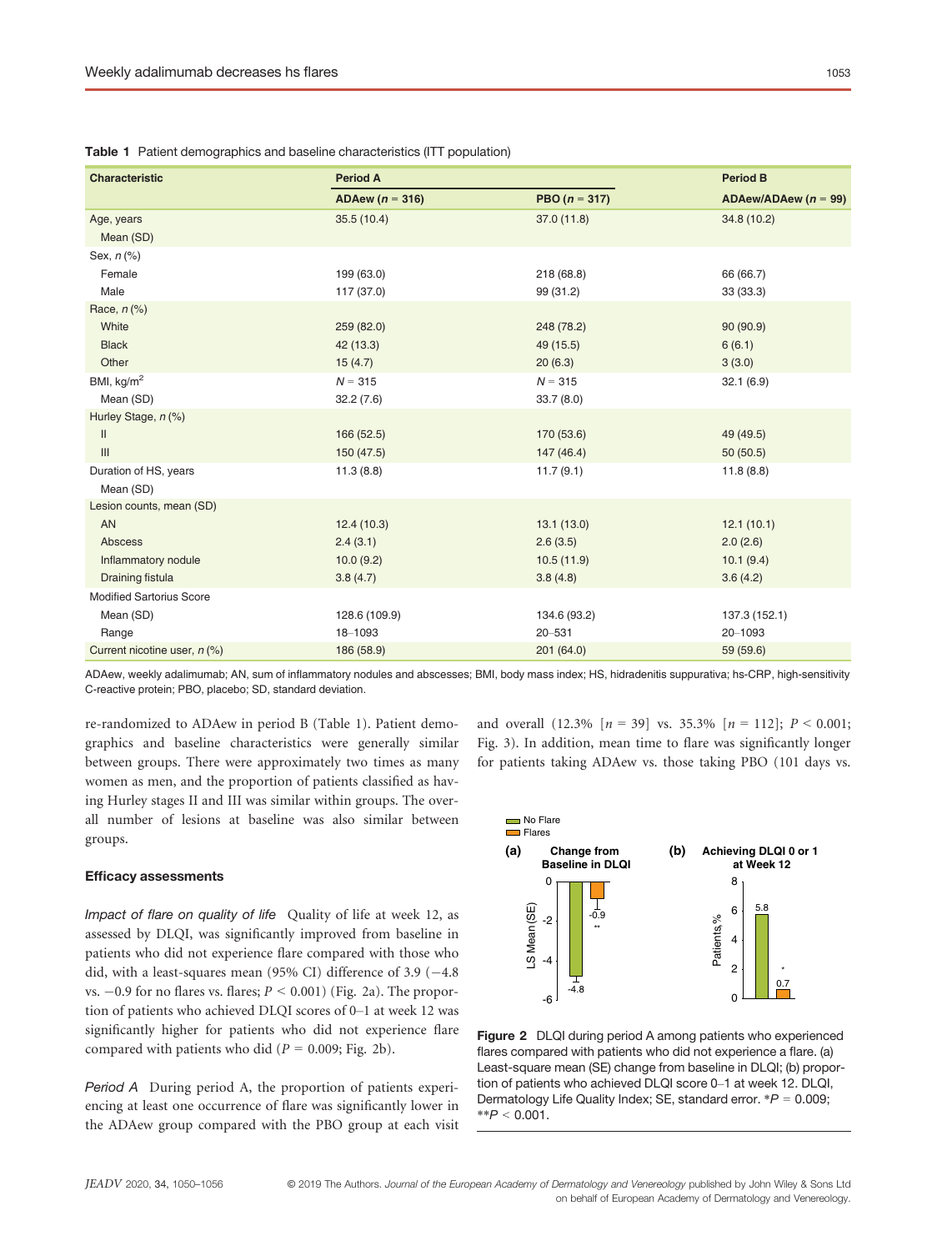**Table 1** Patient demographics and baseline characteristics (ITT population)

| Characteristic | Period A | | Period B |
|---|---|---|---|
| | ADAew (*n* = 316) | PBO (*n* = 317) | ADAew/ADAew (*n* = 99) |
| Age, years | 35.5 (10.4) | 37.0 (11.8) | 34.8 (10.2) |
| Mean (SD) | | | |
| Sex, *n* (%) | | | |
| Female | 199 (63.0) | 218 (68.8) | 66 (66.7) |
| Male | 117 (37.0) | 99 (31.2) | 33 (33.3) |
| Race, *n* (%) | | | |
| White | 259 (82.0) | 248 (78.2) | 90 (90.9) |
| Black | 42 (13.3) | 49 (15.5) | 6 (6.1) |
| Other | 15 (4.7) | 20 (6.3) | 3 (3.0) |
| BMI, kg/m$^2$ | *N* = 315 | *N* = 315 | 32.1 (6.9) |
| Mean (SD) | 32.2 (7.6) | 33.7 (8.0) | |
| Hurley Stage, *n* (%) | | | |
| II | 166 (52.5) | 170 (53.6) | 49 (49.5) |
| III | 150 (47.5) | 147 (46.4) | 50 (50.5) |
| Duration of HS, years | 11.3 (8.8) | 11.7 (9.1) | 11.8 (8.8) |
| Mean (SD) | | | |
| Lesion counts, mean (SD) | | | |
| AN | 12.4 (10.3) | 13.1 (13.0) | 12.1 (10.1) |
| Abscess | 2.4 (3.1) | 2.6 (3.5) | 2.0 (2.6) |
| Inflammatory nodule | 10.0 (9.2) | 10.5 (11.9) | 10.1 (9.4) |
| Draining fistula | 3.8 (4.7) | 3.8 (4.8) | 3.6 (4.2) |
| Modified Sartorius Score | | | |
| Mean (SD) | 128.6 (109.9) | 134.6 (93.2) | 137.3 (152.1) |
| Range | 18–1093 | 20–531 | 20–1093 |
| Current nicotine user, *n* (%) | 186 (58.9) | 201 (64.0) | 59 (59.6) |

ADAew, weekly adalimumab; AN, sum of inflammatory nodules and abscesses; BMI, body mass index; HS, hidradenitis suppurativa; hs-CRP, high-sensitivity C-reactive protein; PBO, placebo; SD, standard deviation.

re-randomized to ADAew in period B (Table 1). Patient demographics and baseline characteristics were generally similar between groups. There were approximately two times as many women as men, and the proportion of patients classified as having Hurley stages II and III was similar within groups. The overall number of lesions at baseline was also similar between groups.

### Efficacy assessments

*Impact of flare on quality of life* Quality of life at week 12, as assessed by DLQI, was significantly improved from baseline in patients who did not experience flare compared with those who did, with a least-squares mean (95% CI) difference of 3.9 (−4.8 vs. −0.9 for no flares vs. flares; $P < 0.001$) (Fig. 2a). The proportion of patients who achieved DLQI scores of 0–1 at week 12 was significantly higher for patients who did not experience flare compared with patients who did ($P = 0.009$; Fig. 2b).

*Period A* During period A, the proportion of patients experiencing at least one occurrence of flare was significantly lower in the ADAew group compared with the PBO group at each visit and overall (12.3% [$n = 39$] vs. 35.3% [$n = 112$]; $P < 0.001$; Fig. 3). In addition, mean time to flare was significantly longer for patients taking ADAew vs. those taking PBO (101 days vs.

**Figure 2** DLQI during period A among patients who experienced flares compared with patients who did not experience a flare. (a) Least-square mean (SE) change from baseline in DLQI; (b) proportion of patients who achieved DLQI score 0–1 at week 12. DLQI, Dermatology Life Quality Index; SE, standard error. *$P = 0.009$; **$P < 0.001$.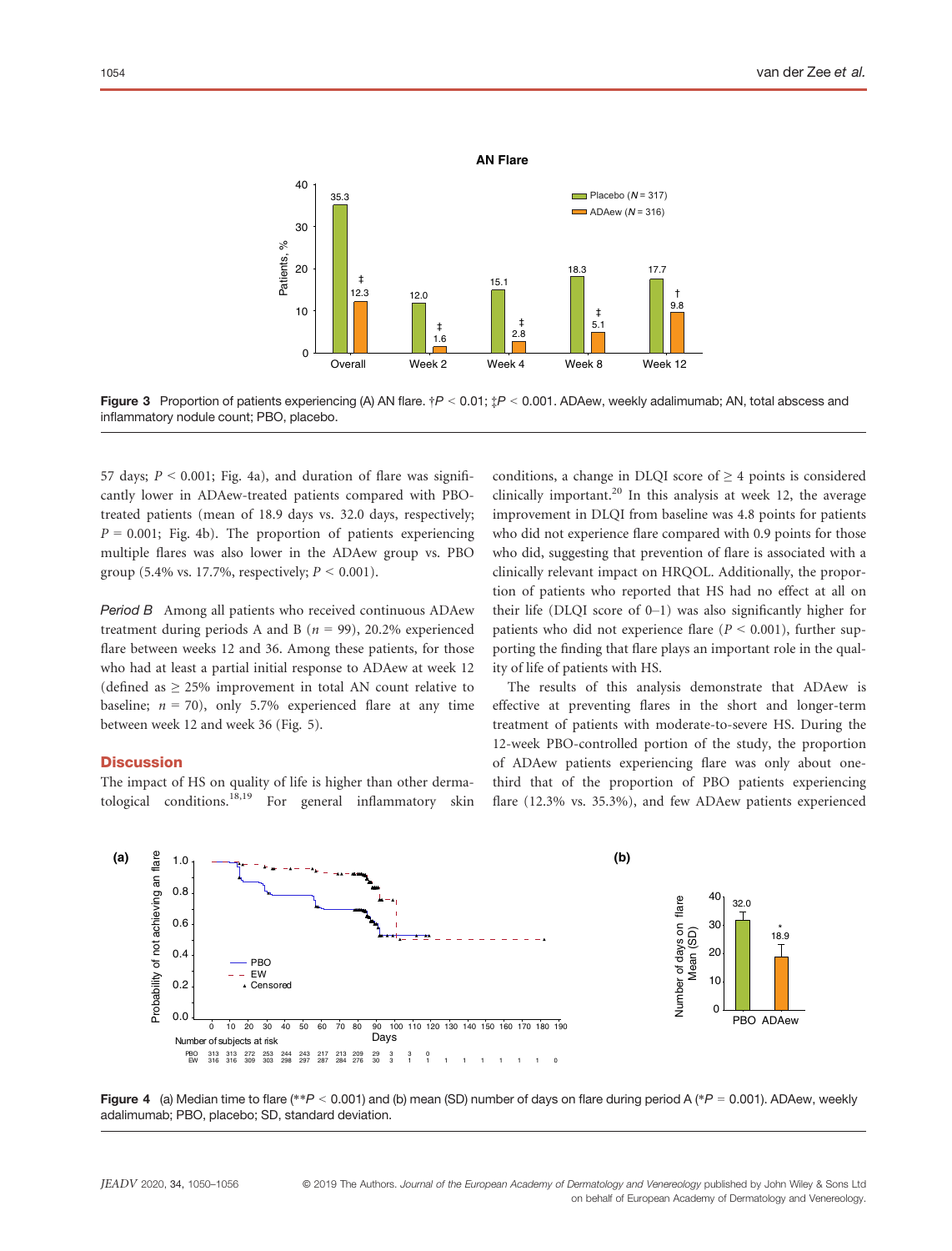Figure 3 Proportion of patients experiencing (A) AN flare. †$P < 0.01$; ‡$P < 0.001$. ADAew, weekly adalimumab; AN, total abscess and inflammatory nodule count; PBO, placebo.

57 days; $P < 0.001$; Fig. 4a), and duration of flare was significantly lower in ADAew-treated patients compared with PBO-treated patients (mean of 18.9 days vs. 32.0 days, respectively; $P = 0.001$; Fig. 4b). The proportion of patients experiencing multiple flares was also lower in the ADAew group vs. PBO group (5.4% vs. 17.7%, respectively; $P < 0.001$).

*Period B* Among all patients who received continuous ADAew treatment during periods A and B ($n = 99$), 20.2% experienced flare between weeks 12 and 36. Among these patients, for those who had at least a partial initial response to ADAew at week 12 (defined as ≥ 25% improvement in total AN count relative to baseline; $n = 70$), only 5.7% experienced flare at any time between week 12 and week 36 (Fig. 5).

## Discussion

The impact of HS on quality of life is higher than other dermatological conditions.[18,19] For general inflammatory skin conditions, a change in DLQI score of ≥ 4 points is considered clinically important.[20] In this analysis at week 12, the average improvement in DLQI from baseline was 4.8 points for patients who did not experience flare compared with 0.9 points for those who did, suggesting that prevention of flare is associated with a clinically relevant impact on HRQOL. Additionally, the proportion of patients who reported that HS had no effect at all on their life (DLQI score of 0–1) was also significantly higher for patients who did not experience flare ($P < 0.001$), further supporting the finding that flare plays an important role in the quality of life of patients with HS.

The results of this analysis demonstrate that ADAew is effective at preventing flares in the short and longer-term treatment of patients with moderate-to-severe HS. During the 12-week PBO-controlled portion of the study, the proportion of ADAew patients experiencing flare was only about one-third that of the proportion of PBO patients experiencing flare (12.3% vs. 35.3%), and few ADAew patients experienced

Figure 4 (a) Median time to flare (**$P < 0.001$) and (b) mean (SD) number of days on flare during period A (*$P = 0.001$). ADAew, weekly adalimumab; PBO, placebo; SD, standard deviation.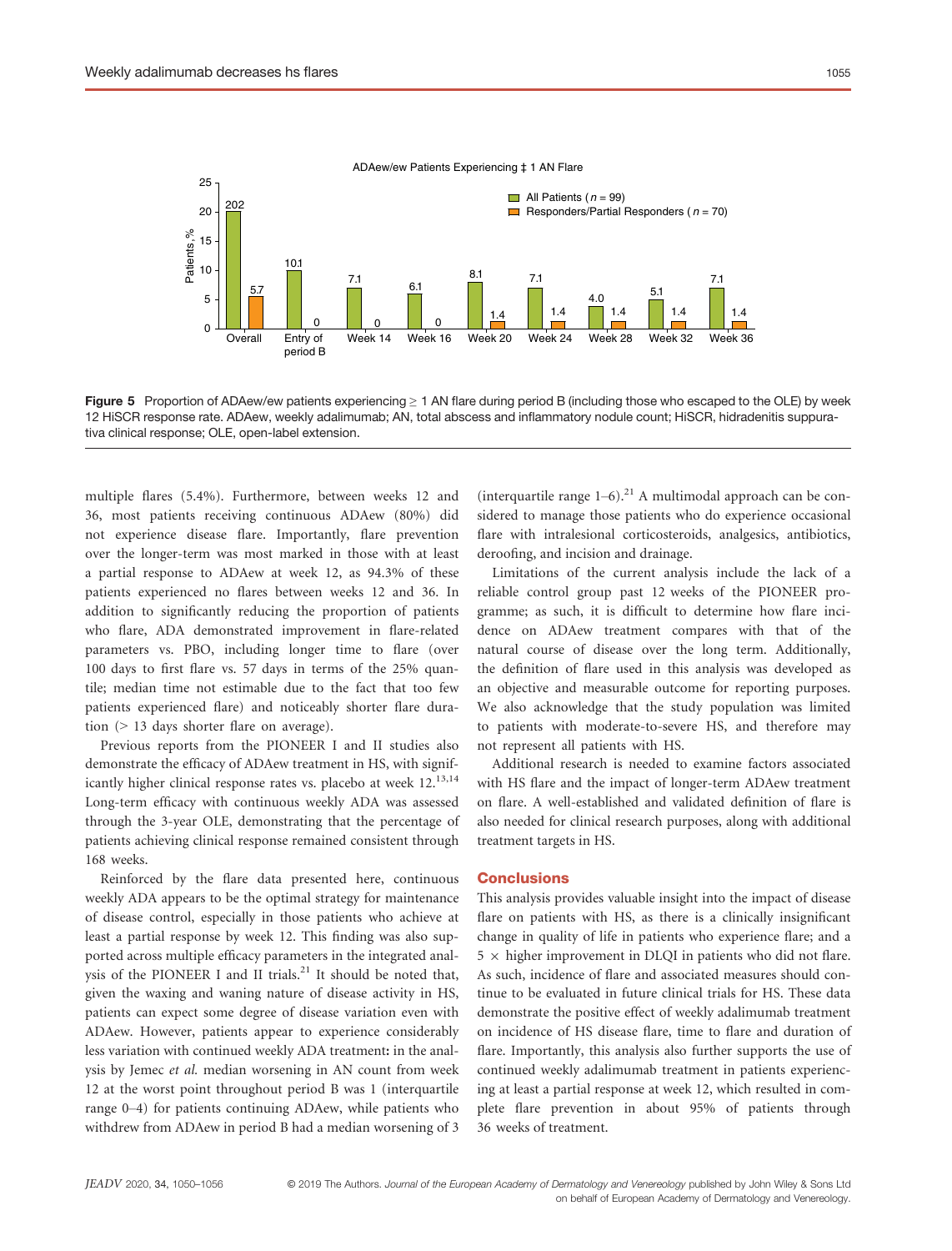ADAew/ew Patients Experiencing ≥ 1 AN Flare

| | Overall | Entry of period B | Week 14 | Week 16 | Week 20 | Week 24 | Week 28 | Week 32 | Week 36 |
|---|---|---|---|---|---|---|---|---|---|
| All Patients (n = 99) | 202 | 10.1 | 7.1 | 6.1 | 8.1 | 7.1 | 4.0 | 5.1 | 7.1 |
| Responders/Partial Responders (n = 70) | 5.7 | 0 | 0 | 0 | 1.4 | 1.4 | 1.4 | 1.4 | 1.4 |

**Figure 5** Proportion of ADAew/ew patients experiencing ≥ 1 AN flare during period B (including those who escaped to the OLE) by week 12 HiSCR response rate. ADAew, weekly adalimumab; AN, total abscess and inflammatory nodule count; HiSCR, hidradenitis suppurativa clinical response; OLE, open-label extension.

multiple flares (5.4%). Furthermore, between weeks 12 and 36, most patients receiving continuous ADAew (80%) did not experience disease flare. Importantly, flare prevention over the longer-term was most marked in those with at least a partial response to ADAew at week 12, as 94.3% of these patients experienced no flares between weeks 12 and 36. In addition to significantly reducing the proportion of patients who flare, ADA demonstrated improvement in flare-related parameters vs. PBO, including longer time to flare (over 100 days to first flare vs. 57 days in terms of the 25% quantile; median time not estimable due to the fact that too few patients experienced flare) and noticeably shorter flare duration (> 13 days shorter flare on average).

Previous reports from the PIONEER I and II studies also demonstrate the efficacy of ADAew treatment in HS, with significantly higher clinical response rates vs. placebo at week 12.[13,14] Long-term efficacy with continuous weekly ADA was assessed through the 3-year OLE, demonstrating that the percentage of patients achieving clinical response remained consistent through 168 weeks.

Reinforced by the flare data presented here, continuous weekly ADA appears to be the optimal strategy for maintenance of disease control, especially in those patients who achieve at least a partial response by week 12. This finding was also supported across multiple efficacy parameters in the integrated analysis of the PIONEER I and II trials.[21] It should be noted that, given the waxing and waning nature of disease activity in HS, patients can expect some degree of disease variation even with ADAew. However, patients appear to experience considerably less variation with continued weekly ADA treatment: in the analysis by Jemec *et al.* median worsening in AN count from week 12 at the worst point throughout period B was 1 (interquartile range 0–4) for patients continuing ADAew, while patients who withdrew from ADAew in period B had a median worsening of 3 (interquartile range 1–6).[21] A multimodal approach can be considered to manage those patients who do experience occasional flare with intralesional corticosteroids, analgesics, antibiotics, deroofing, and incision and drainage.

Limitations of the current analysis include the lack of a reliable control group past 12 weeks of the PIONEER programme; as such, it is difficult to determine how flare incidence on ADAew treatment compares with that of the natural course of disease over the long term. Additionally, the definition of flare used in this analysis was developed as an objective and measurable outcome for reporting purposes. We also acknowledge that the study population was limited to patients with moderate-to-severe HS, and therefore may not represent all patients with HS.

Additional research is needed to examine factors associated with HS flare and the impact of longer-term ADAew treatment on flare. A well-established and validated definition of flare is also needed for clinical research purposes, along with additional treatment targets in HS.

## Conclusions

This analysis provides valuable insight into the impact of disease flare on patients with HS, as there is a clinically insignificant change in quality of life in patients who experience flare; and a $5 \times$ higher improvement in DLQI in patients who did not flare. As such, incidence of flare and associated measures should continue to be evaluated in future clinical trials for HS. These data demonstrate the positive effect of weekly adalimumab treatment on incidence of HS disease flare, time to flare and duration of flare. Importantly, this analysis also further supports the use of continued weekly adalimumab treatment in patients experiencing at least a partial response at week 12, which resulted in complete flare prevention in about 95% of patients through 36 weeks of treatment.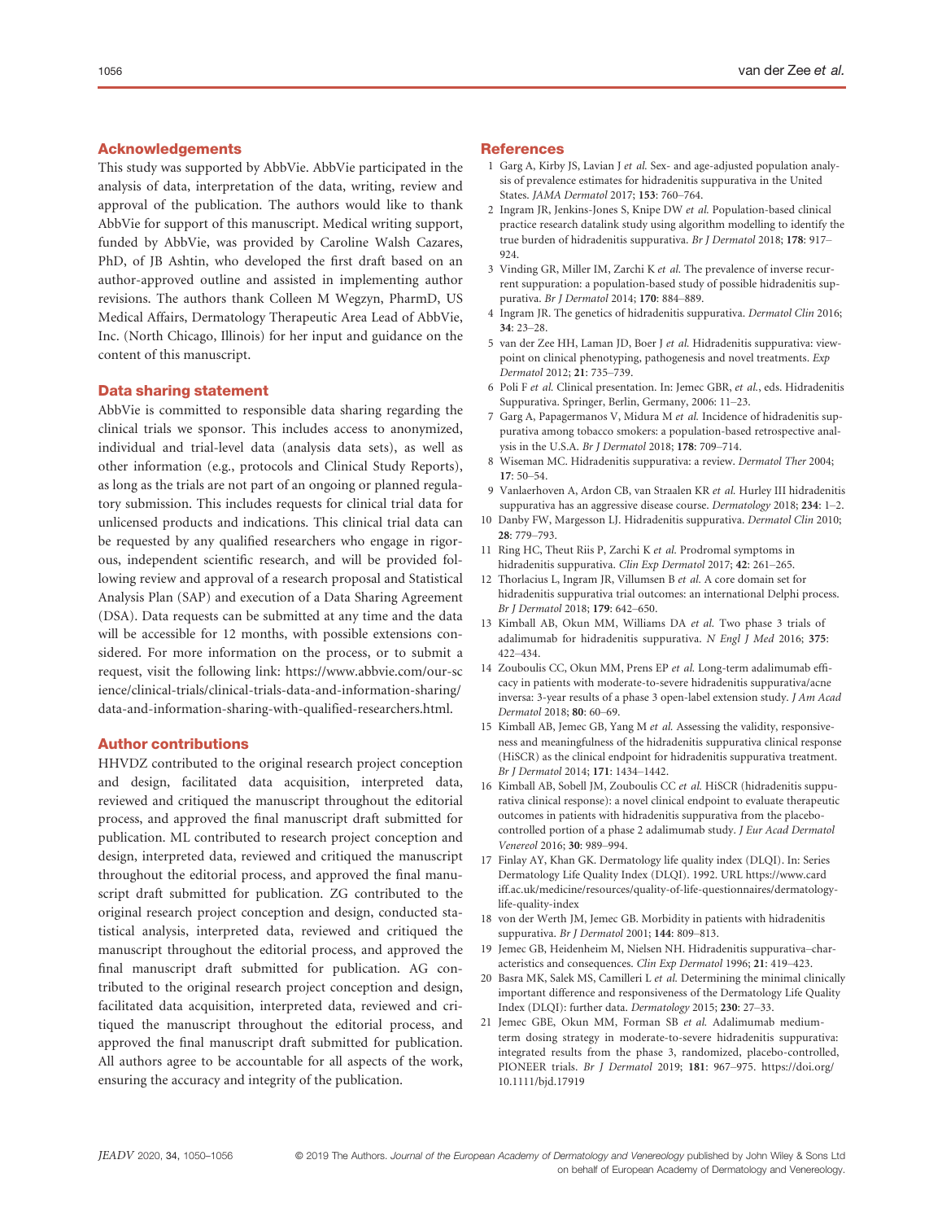## Acknowledgements

This study was supported by AbbVie. AbbVie participated in the analysis of data, interpretation of the data, writing, review and approval of the publication. The authors would like to thank AbbVie for support of this manuscript. Medical writing support, funded by AbbVie, was provided by Caroline Walsh Cazares, PhD, of JB Ashtin, who developed the first draft based on an author-approved outline and assisted in implementing author revisions. The authors thank Colleen M Wegzyn, PharmD, US Medical Affairs, Dermatology Therapeutic Area Lead of AbbVie, Inc. (North Chicago, Illinois) for her input and guidance on the content of this manuscript.

## Data sharing statement

AbbVie is committed to responsible data sharing regarding the clinical trials we sponsor. This includes access to anonymized, individual and trial-level data (analysis data sets), as well as other information (e.g., protocols and Clinical Study Reports), as long as the trials are not part of an ongoing or planned regulatory submission. This includes requests for clinical trial data for unlicensed products and indications. This clinical trial data can be requested by any qualified researchers who engage in rigorous, independent scientific research, and will be provided following review and approval of a research proposal and Statistical Analysis Plan (SAP) and execution of a Data Sharing Agreement (DSA). Data requests can be submitted at any time and the data will be accessible for 12 months, with possible extensions considered. For more information on the process, or to submit a request, visit the following link: https://www.abbvie.com/our-science/clinical-trials/clinical-trials-data-and-information-sharing/data-and-information-sharing-with-qualified-researchers.html.

## Author contributions

HHVDZ contributed to the original research project conception and design, facilitated data acquisition, interpreted data, reviewed and critiqued the manuscript throughout the editorial process, and approved the final manuscript draft submitted for publication. ML contributed to research project conception and design, interpreted data, reviewed and critiqued the manuscript throughout the editorial process, and approved the final manuscript draft submitted for publication. ZG contributed to the original research project conception and design, conducted statistical analysis, interpreted data, reviewed and critiqued the manuscript throughout the editorial process, and approved the final manuscript draft submitted for publication. AG contributed to the original research project conception and design, facilitated data acquisition, interpreted data, reviewed and critiqued the manuscript throughout the editorial process, and approved the final manuscript draft submitted for publication. All authors agree to be accountable for all aspects of the work, ensuring the accuracy and integrity of the publication.

## References

1 Garg A, Kirby JS, Lavian J *et al.* Sex- and age-adjusted population analysis of prevalence estimates for hidradenitis suppurativa in the United States. *JAMA Dermatol* 2017; **153**: 760–764.

2 Ingram JR, Jenkins-Jones S, Knipe DW *et al.* Population-based clinical practice research datalink study using algorithm modelling to identify the true burden of hidradenitis suppurativa. *Br J Dermatol* 2018; **178**: 917–924.

3 Vinding GR, Miller IM, Zarchi K *et al.* The prevalence of inverse recurrent suppuration: a population-based study of possible hidradenitis suppurativa. *Br J Dermatol* 2014; **170**: 884–889.

4 Ingram JR. The genetics of hidradenitis suppurativa. *Dermatol Clin* 2016; **34**: 23–28.

5 van der Zee HH, Laman JD, Boer J *et al.* Hidradenitis suppurativa: viewpoint on clinical phenotyping, pathogenesis and novel treatments. *Exp Dermatol* 2012; **21**: 735–739.

6 Poli F *et al.* Clinical presentation. In: Jemec GBR, *et al.*, eds. Hidradenitis Suppurativa. Springer, Berlin, Germany, 2006: 11–23.

7 Garg A, Papagermanos V, Midura M *et al.* Incidence of hidradenitis suppurativa among tobacco smokers: a population-based retrospective analysis in the U.S.A. *Br J Dermatol* 2018; **178**: 709–714.

8 Wiseman MC. Hidradenitis suppurativa: a review. *Dermatol Ther* 2004; **17**: 50–54.

9 Vanlaerhoven A, Ardon CB, van Straalen KR *et al.* Hurley III hidradenitis suppurativa has an aggressive disease course. *Dermatology* 2018; **234**: 1–2.

10 Danby FW, Margesson LJ. Hidradenitis suppurativa. *Dermatol Clin* 2010; **28**: 779–793.

11 Ring HC, Theut Riis P, Zarchi K *et al.* Prodromal symptoms in hidradenitis suppurativa. *Clin Exp Dermatol* 2017; **42**: 261–265.

12 Thorlacius L, Ingram JR, Villumsen B *et al.* A core domain set for hidradenitis suppurativa trial outcomes: an international Delphi process. *Br J Dermatol* 2018; **179**: 642–650.

13 Kimball AB, Okun MM, Williams DA *et al.* Two phase 3 trials of adalimumab for hidradenitis suppurativa. *N Engl J Med* 2016; **375**: 422–434.

14 Zouboulis CC, Okun MM, Prens EP *et al.* Long-term adalimumab efficacy in patients with moderate-to-severe hidradenitis suppurativa/acne inversa: 3-year results of a phase 3 open-label extension study. *J Am Acad Dermatol* 2018; **80**: 60–69.

15 Kimball AB, Jemec GB, Yang M *et al.* Assessing the validity, responsiveness and meaningfulness of the hidradenitis suppurativa clinical response (HiSCR) as the clinical endpoint for hidradenitis suppurativa treatment. *Br J Dermatol* 2014; **171**: 1434–1442.

16 Kimball AB, Sobell JM, Zouboulis CC *et al.* HiSCR (hidradenitis suppurativa clinical response): a novel clinical endpoint to evaluate therapeutic outcomes in patients with hidradenitis suppurativa from the placebo-controlled portion of a phase 2 adalimumab study. *J Eur Acad Dermatol Venereol* 2016; **30**: 989–994.

17 Finlay AY, Khan GK. Dermatology life quality index (DLQI). In: Series Dermatology Life Quality Index (DLQI). 1992. URL https://www.cardiff.ac.uk/medicine/resources/quality-of-life-questionnaires/dermatology-life-quality-index

18 von der Werth JM, Jemec GB. Morbidity in patients with hidradenitis suppurativa. *Br J Dermatol* 2001; **144**: 809–813.

19 Jemec GB, Heidenheim M, Nielsen NH. Hidradenitis suppurativa–characteristics and consequences. *Clin Exp Dermatol* 1996; **21**: 419–423.

20 Basra MK, Salek MS, Camilleri L *et al.* Determining the minimal clinically important difference and responsiveness of the Dermatology Life Quality Index (DLQI): further data. *Dermatology* 2015; **230**: 27–33.

21 Jemec GBE, Okun MM, Forman SB *et al.* Adalimumab medium-term dosing strategy in moderate-to-severe hidradenitis suppurativa: integrated results from the phase 3, randomized, placebo-controlled, PIONEER trials. *Br J Dermatol* 2019; **181**: 967–975. https://doi.org/10.1111/bjd.17919